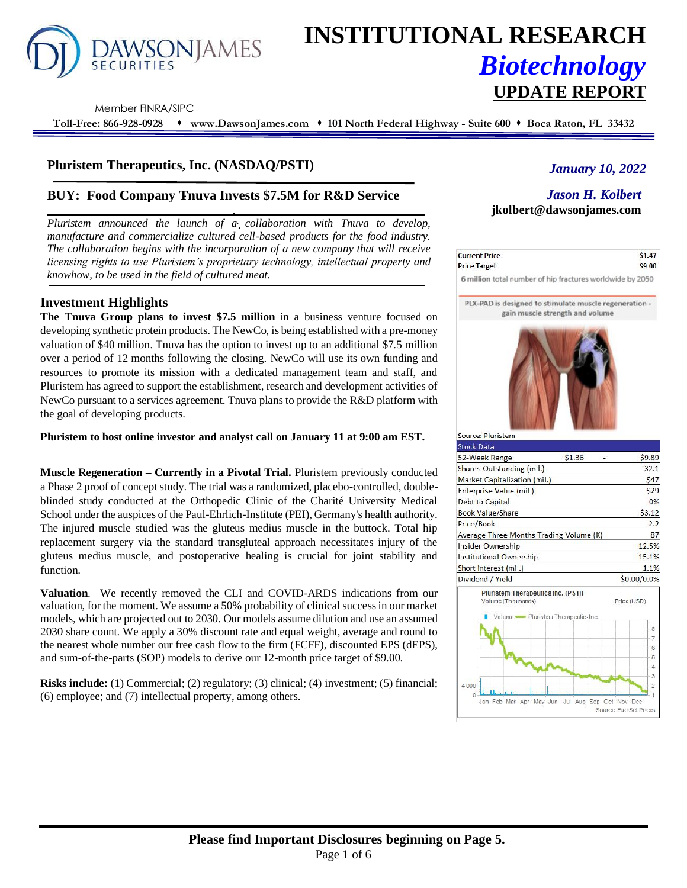# INSTITUTIONAL RESEARCH

## *Biotechnology*

## UPDATE REPORT

DAWSON JAMES SECURITIES

Member FINRA/SIPC

**Toll-Free: 866-928-0928 ♦ www.DawsonJames.com ♦ 101 North Federal Highway - Suite 600 ♦ Boca Raton, FL 33432**

## Plluristem Therapeutics, Inc. (NASDAQ/PSTI)

*January 10, 2022*

## BUY: Food Company Tnuva Invests $7.5M for R&D Service

*Jason H. Kolbert*
**jkolbert@dawsonjames.com**

*Pluristem announced the launch of a collaboration with Tnuva to develop, manufacture and commercialize cultured cell-based products for the food industry. The collaboration begins with the incorporation of a new company that will receive licensing rights to use Pluristem's proprietary technology, intellectual property and knowhow, to be used in the field of cultured meat.*

| Current Price | $1.47 |
|---|---|
| Price Target | $9.00 |

6 million total number of hip fractures worldwide by 2050

PLX-PAD is designed to stimulate muscle regeneration - gain muscle strength and volume

Source: Pluristem

| Stock Data | | |
|---|---|---|
| 52-Week Range | $1.36 - | $9.89 |
| Shares Outstanding (mil.) | | 32.1 |
| Market Capitalization (mil.) | | $47 |
| Enterprise Value (mil.) | | $29 |
| Debt to Capital | | 0% |
| Book Value/Share | | $3.12 |
| Price/Book | | 2.2 |
| Average Three Months Trading Volume (K) | | 87 |
| Insider Ownership | | 12.5% |
| Institutional Ownership | | 15.1% |
| Short interest (mil.) | | 1.1% |
| Dividend / Yield | | $0.00/0.0% |

Pluristem Therapeutics Inc. (PSTI) — Volume (Thousands), Price (USD)

Source: FactSet Prices

## Investment Highlights

**The Tnuva Group plans to invest $7.5 million** in a business venture focused on developing synthetic protein products. The NewCo, is being established with a pre-money valuation of $40 million. Tnuva has the option to invest up to an additional $7.5 million over a period of 12 months following the closing. NewCo will use its own funding and resources to promote its mission with a dedicated management team and staff, and Pluristem has agreed to support the establishment, research and development activities of NewCo pursuant to a services agreement. Tnuva plans to provide the R&D platform with the goal of developing products.

**Pluristem to host online investor and analyst call on January 11 at 9:00 am EST.**

**Muscle Regeneration – Currently in a Pivotal Trial.** Pluristem previously conducted a Phase 2 proof of concept study. The trial was a randomized, placebo-controlled, double-blinded study conducted at the Orthopedic Clinic of the Charité University Medical School under the auspices of the Paul-Ehrlich-Institute (PEI), Germany's health authority. The injured muscle studied was the gluteus medius muscle in the buttock. Total hip replacement surgery via the standard transgluteal approach necessitates injury of the gluteus medius muscle, and postoperative healing is crucial for joint stability and function.

**Valuation**. We recently removed the CLI and COVID-ARDS indications from our valuation, for the moment. We assume a 50% probability of clinical success in our market models, which are projected out to 2030. Our models assume dilution and use an assumed 2030 share count. We apply a 30% discount rate and equal weight, average and round to the nearest whole number our free cash flow to the firm (FCFF), discounted EPS (dEPS), and sum-of-the-parts (SOP) models to derive our 12-month price target of $9.00.

**Risks include:** (1) Commercial; (2) regulatory; (3) clinical; (4) investment; (5) financial; (6) employee; and (7) intellectual property, among others.

**Please find Important Disclosures beginning on Page 5.**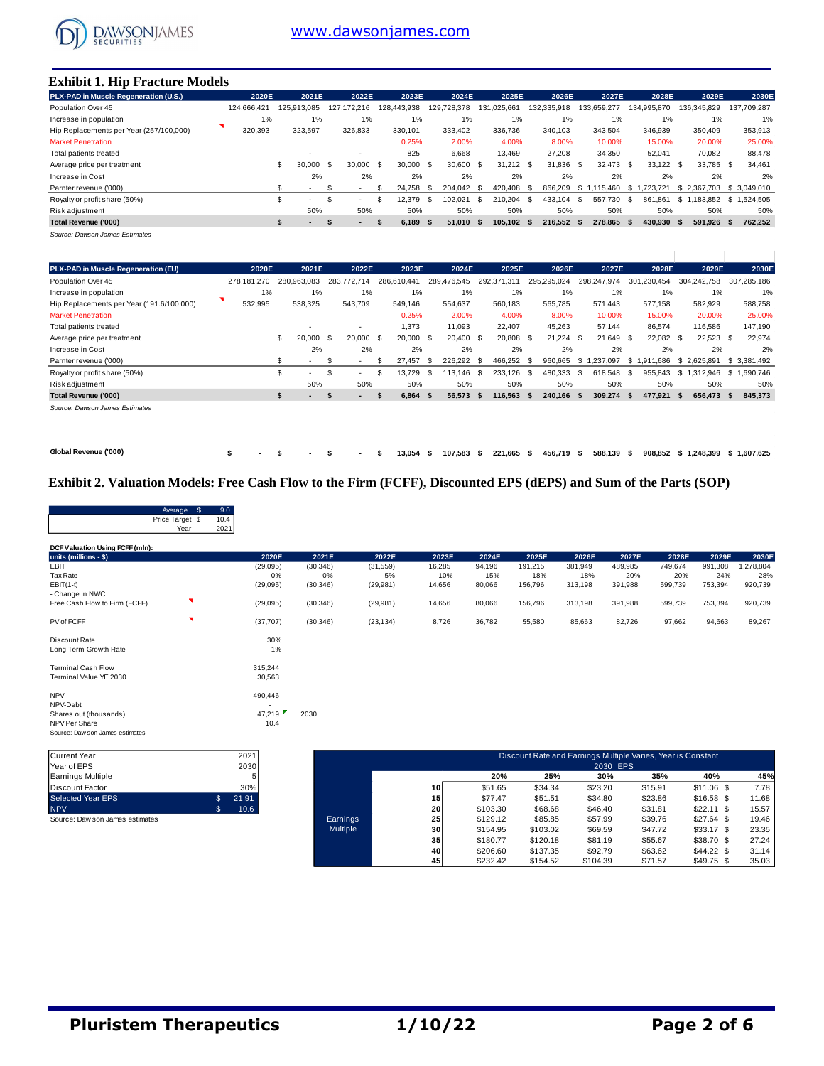## Exhibit 1. Hip Fracture Models

| PLX-PAD in Muscle Regeneration (U.S.) | 2020E | 2021E | 2022E | 2023E | 2024E | 2025E | 2026E | 2027E | 2028E | 2029E | 2030E |
|---|---|---|---|---|---|---|---|---|---|---|---|
| Population Over 45 | 124,666,421 | 125,913,085 | 127,172,216 | 128,443,938 | 129,728,378 | 131,025,661 | 132,335,918 | 133,659,277 | 134,995,870 | 136,345,829 | 137,709,287 |
| Increase in population | 1% | 1% | 1% | 1% | 1% | 1% | 1% | 1% | 1% | 1% | 1% |
| Hip Replacements per Year (257/100,000) | 320,393 | 323,597 | 326,833 | 330,101 | 333,402 | 336,736 | 340,103 | 343,504 | 346,939 | 350,409 | 353,913 |
| Market Penetration | | | | 0.25% | 2.00% | 4.00% | 8.00% | 10.00% | 15.00% | 20.00% | 25.00% |
| Total patients treated | | - | - | 825 | 6,668 | 13,469 | 27,208 | 34,350 | 52,041 | 70,082 | 88,478 |
| Average price per treatment | | $ 30,000 | $ 30,000 | $ 30,000 | $ 30,600 | $ 31,212 | $ 31,836 | $ 32,473 | $ 33,122 | $ 33,785 | $ 34,461 |
| Increase in Cost | | 2% | 2% | 2% | 2% | 2% | 2% | 2% | 2% | 2% | 2% |
| Parnter revenue ('000) | | $ - | $ - | $ 24,758 | $ 204,042 | $ 420,408 | $ 866,209 | $ 1,115,460 | $ 1,723,721 | $ 2,367,703 | $ 3,049,010 |
| Royalty or profit share (50%) | | $ - | $ - | $ 12,379 | $ 102,021 | $ 210,204 | $ 433,104 | $ 557,730 | $ 861,861 | $ 1,183,852 | $ 1,524,505 |
| Risk adjustment | | 50% | 50% | 50% | 50% | 50% | 50% | 50% | 50% | 50% | 50% |
| **Total Revenue ('000)** | | **$ -** | **$ -** | **$ 6,189** | **$ 51,010** | **$ 105,102** | **$ 216,552** | **$ 278,865** | **$ 430,930** | **$ 591,926** | **$ 762,252** |

*Source: Dawson James Estimates*

| PLX-PAD in Muscle Regeneration (EU) | 2020E | 2021E | 2022E | 2023E | 2024E | 2025E | 2026E | 2027E | 2028E | 2029E | 2030E |
|---|---|---|---|---|---|---|---|---|---|---|---|
| Population Over 45 | 278,181,270 | 280,963,083 | 283,772,714 | 286,610,441 | 289,476,545 | 292,371,311 | 295,295,024 | 298,247,974 | 301,230,454 | 304,242,758 | 307,285,186 |
| Increase in population | 1% | 1% | 1% | 1% | 1% | 1% | 1% | 1% | 1% | 1% | 1% |
| Hip Replacements per Year (191.6/100,000) | 532,995 | 538,325 | 543,709 | 549,146 | 554,637 | 560,183 | 565,785 | 571,443 | 577,158 | 582,929 | 588,758 |
| Market Penetration | | | | 0.25% | 2.00% | 4.00% | 8.00% | 10.00% | 15.00% | 20.00% | 25.00% |
| Total patients treated | | - | - | 1,373 | 11,093 | 22,407 | 45,263 | 57,144 | 86,574 | 116,586 | 147,190 |
| Average price per treatment | | $ 20,000 | $ 20,000 | $ 20,000 | $ 20,400 | $ 20,808 | $ 21,224 | $ 21,649 | $ 22,082 | $ 22,523 | $ 22,974 |
| Increase in Cost | | 2% | 2% | 2% | 2% | 2% | 2% | 2% | 2% | 2% | 2% |
| Parnter revenue ('000) | | $ - | $ - | $ 27,457 | $ 226,292 | $ 466,252 | $ 960,665 | $ 1,237,097 | $ 1,911,686 | $ 2,625,891 | $ 3,381,492 |
| Royalty or profit share (50%) | | $ - | $ - | $ 13,729 | $ 113,146 | $ 233,126 | $ 480,333 | $ 618,548 | $ 955,843 | $ 1,312,946 | $ 1,690,746 |
| Risk adjustment | | 50% | 50% | 50% | 50% | 50% | 50% | 50% | 50% | 50% | 50% |
| **Total Revenue ('000)** | | **$ -** | **$ -** | **$ 6,864** | **$ 56,573** | **$ 116,563** | **$ 240,166** | **$ 309,274** | **$ 477,921** | **$ 656,473** | **$ 845,373** |

*Source: Dawson James Estimates*

| | 2020E | 2021E | 2022E | 2023E | 2024E | 2025E | 2026E | 2027E | 2028E | 2029E | 2030E |
|---|---|---|---|---|---|---|---|---|---|---|---|
| **Global Revenue ('000)** | **$ -** | **$ -** | **$ -** | **$ 13,054** | **$ 107,583** | **$ 221,665** | **$ 456,719** | **$ 588,139** | **$ 908,852** | **$ 1,248,399** | **$ 1,607,625** |

## Exhibit 2. Valuation Models: Free Cash Flow to the Firm (FCFF), Discounted EPS (dEPS) and Sum of the Parts (SOP)

| | |
|---|---|
| Average | $ 9.0 |
| Price Target | $ 10.4 |
| Year | 2021 |

**DCF Valuation Using FCFF (mln):**

| units (millions - $) | 2020E | 2021E | 2022E | 2023E | 2024E | 2025E | 2026E | 2027E | 2028E | 2029E | 2030E |
|---|---|---|---|---|---|---|---|---|---|---|---|
| EBIT | (29,095) | (30,346) | (31,559) | 16,285 | 94,196 | 191,215 | 381,949 | 489,985 | 749,674 | 991,308 | 1,278,804 |
| Tax Rate | 0% | 0% | 5% | 10% | 15% | 18% | 18% | 20% | 20% | 24% | 28% |
| EBIT(1-t) | (29,095) | (30,346) | (29,981) | 14,656 | 80,066 | 156,796 | 313,198 | 391,988 | 599,739 | 753,394 | 920,739 |
| - Change in NWC | | | | | | | | | | | |
| Free Cash Flow to Firm (FCFF) | (29,095) | (30,346) | (29,981) | 14,656 | 80,066 | 156,796 | 313,198 | 391,988 | 599,739 | 753,394 | 920,739 |
| PV of FCFF | (37,707) | (30,346) | (23,134) | 8,726 | 36,782 | 55,580 | 85,663 | 82,726 | 97,662 | 94,663 | 89,267 |

| | | |
|---|---|---|
| Discount Rate | 30% | |
| Long Term Growth Rate | 1% | |
| Terminal Cash Flow | 315,244 | |
| Terminal Value YE 2030 | 30,563 | |
| NPV | 490,446 | |
| NPV-Debt | - | |
| Shares out (thousands) | 47,219 | 2030 |
| NPV Per Share | 10.4 | |

Source: Dawson James estimates

| | |
|---|---|
| Current Year | 2021 |
| Year of EPS | 2030 |
| Earnings Multiple | 5 |
| Discount Factor | 30% |
| Selected Year EPS | $ 21.91 |
| NPV | $ 10.6 |

Source: Dawson James estimates

| Discount Rate and Earnings Multiple Varies, Year is Constant | | 2030 EPS | | | | | |
|---|---|---|---|---|---|---|---|
| | | 20% | 25% | 30% | 35% | 40% | 45% |
| Earnings Multiple | 10 | $51.65 | $34.34 | $23.20 | $15.91 | $11.06 | $ 7.78 |
| | 15 | $77.47 | $51.51 | $34.80 | $23.86 | $16.58 | $ 11.68 |
| | 20 | $103.30 | $68.68 | $46.40 | $31.81 | $22.11 | $ 15.57 |
| | 25 | $129.12 | $85.85 | $57.99 | $39.76 | $27.64 | $ 19.46 |
| | 30 | $154.95 | $103.02 | $69.59 | $47.72 | $33.17 | $ 23.35 |
| | 35 | $180.77 | $120.18 | $81.19 | $55.67 | $38.70 | $ 27.24 |
| | 40 | $206.60 | $137.35 | $92.79 | $63.62 | $44.22 | $ 31.14 |
| | 45 | $232.42 | $154.52 | $104.39 | $71.57 | $49.75 | $ 35.03 |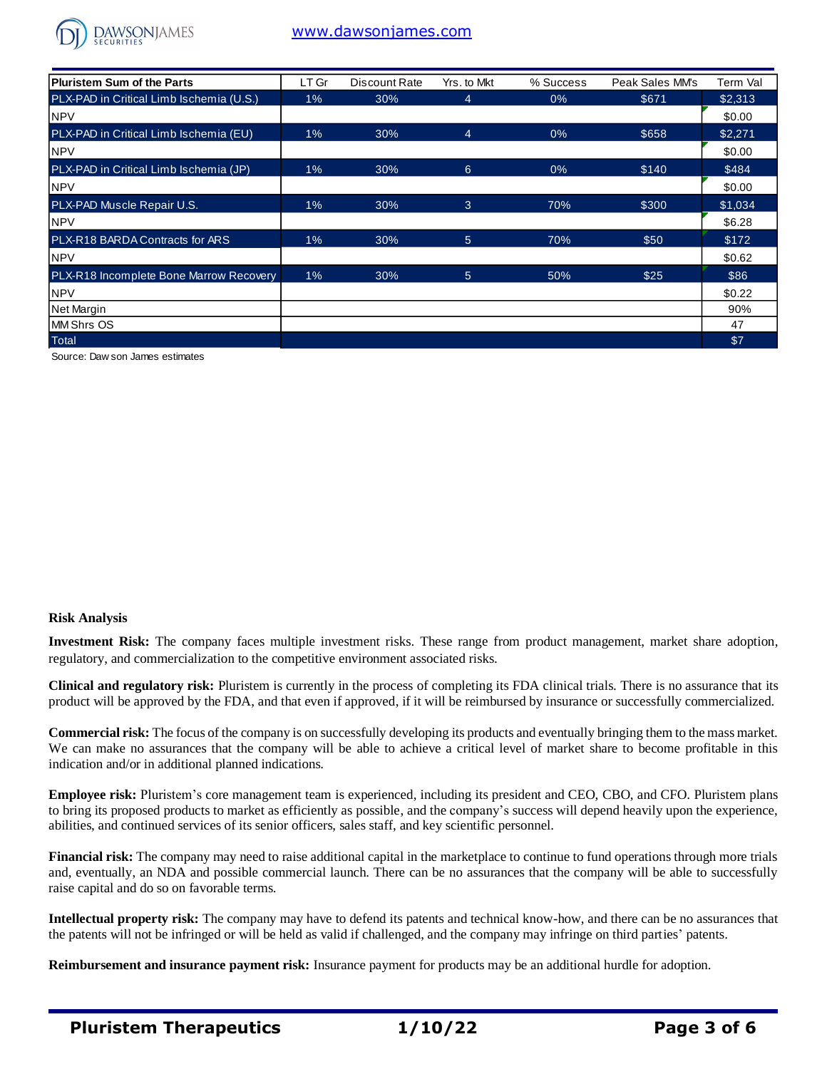| Pluristem Sum of the Parts | LT Gr | Discount Rate | Yrs. to Mkt | % Success | Peak Sales MM's | Term Val |
|---|---|---|---|---|---|---|
| PLX-PAD in Critical Limb Ischemia (U.S.) | 1% | 30% | 4 | 0% | $671 | $2,313 |
| NPV | | | | | | $0.00 |
| PLX-PAD in Critical Limb Ischemia (EU) | 1% | 30% | 4 | 0% | $658 | $2,271 |
| NPV | | | | | | $0.00 |
| PLX-PAD in Critical Limb Ischemia (JP) | 1% | 30% | 6 | 0% | $140 | $484 |
| NPV | | | | | | $0.00 |
| PLX-PAD Muscle Repair U.S. | 1% | 30% | 3 | 70% | $300 | $1,034 |
| NPV | | | | | | $6.28 |
| PLX-R18 BARDA Contracts for ARS | 1% | 30% | 5 | 70% | $50 | $172 |
| NPV | | | | | | $0.62 |
| PLX-R18 Incomplete Bone Marrow Recovery | 1% | 30% | 5 | 50% | $25 | $86 |
| NPV | | | | | | $0.22 |
| Net Margin | | | | | | 90% |
| MM Shrs OS | | | | | | 47 |
| Total | | | | | | $7 |

Source: Dawson James estimates

**Risk Analysis**

**Investment Risk:** The company faces multiple investment risks. These range from product management, market share adoption, regulatory, and commercialization to the competitive environment associated risks.

**Clinical and regulatory risk:** Pluristem is currently in the process of completing its FDA clinical trials. There is no assurance that its product will be approved by the FDA, and that even if approved, if it will be reimbursed by insurance or successfully commercialized.

**Commercial risk:** The focus of the company is on successfully developing its products and eventually bringing them to the mass market. We can make no assurances that the company will be able to achieve a critical level of market share to become profitable in this indication and/or in additional planned indications.

**Employee risk:** Pluristem's core management team is experienced, including its president and CEO, CBO, and CFO. Pluristem plans to bring its proposed products to market as efficiently as possible, and the company's success will depend heavily upon the experience, abilities, and continued services of its senior officers, sales staff, and key scientific personnel.

**Financial risk:** The company may need to raise additional capital in the marketplace to continue to fund operations through more trials and, eventually, an NDA and possible commercial launch. There can be no assurances that the company will be able to successfully raise capital and do so on favorable terms.

**Intellectual property risk:** The company may have to defend its patents and technical know-how, and there can be no assurances that the patents will not be infringed or will be held as valid if challenged, and the company may infringe on third parties' patents.

**Reimbursement and insurance payment risk:** Insurance payment for products may be an additional hurdle for adoption.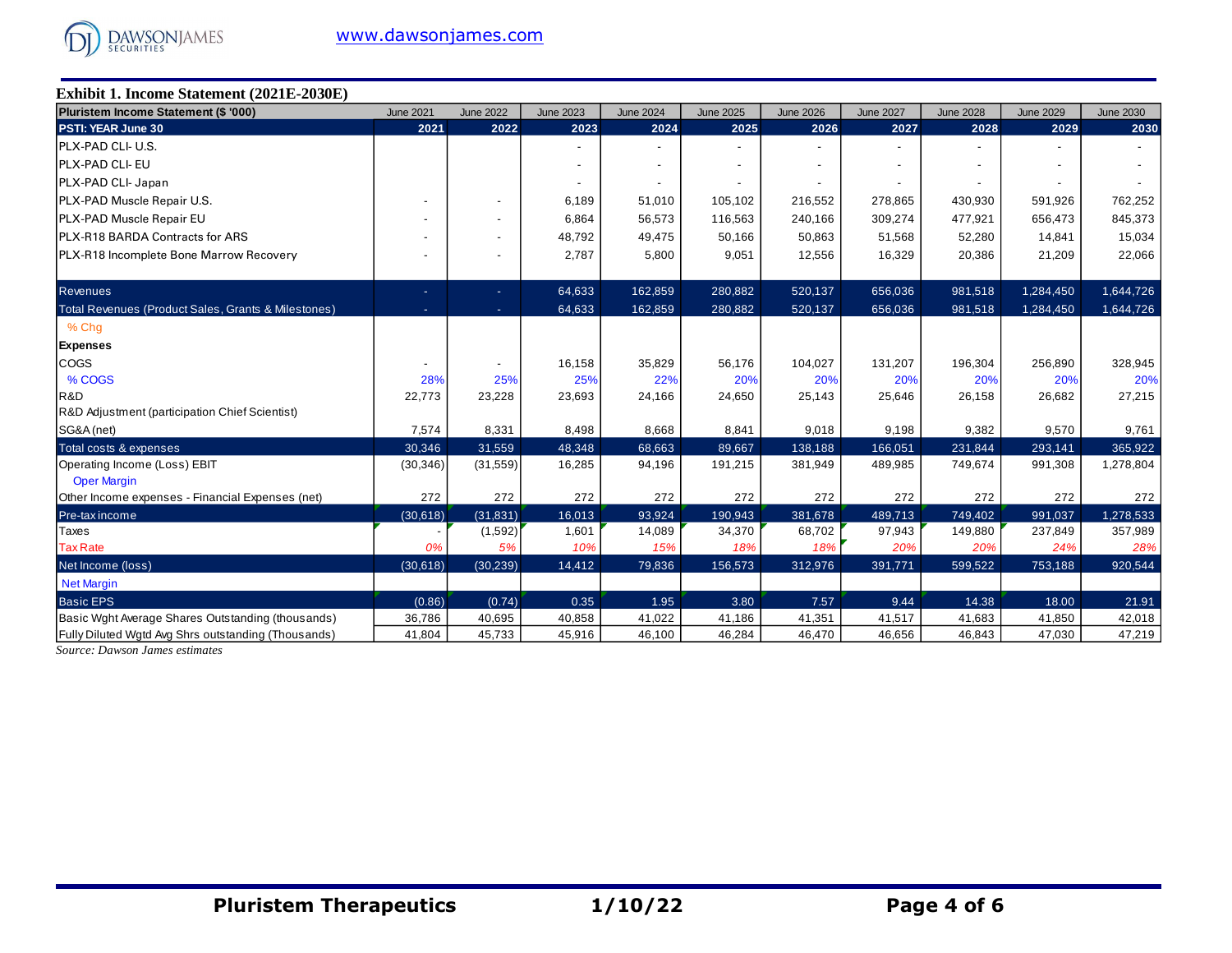**Exhibit 1. Income Statement (2021E-2030E)**

| Pluristem Income Statement ($ '000) | June 2021 | June 2022 | June 2023 | June 2024 | June 2025 | June 2026 | June 2027 | June 2028 | June 2029 | June 2030 |
|---|---|---|---|---|---|---|---|---|---|---|
| **PSTI: YEAR June 30** | **2021** | **2022** | **2023** | **2024** | **2025** | **2026** | **2027** | **2028** | **2029** | **2030** |
| PLX-PAD CLI- U.S. | | | - | - | - | - | - | - | - | - |
| PLX-PAD CLI- EU | | | - | - | - | - | - | - | - | - |
| PLX-PAD CLI- Japan | | | - | - | - | - | - | - | - | - |
| PLX-PAD Muscle Repair U.S. | - | - | 6,189 | 51,010 | 105,102 | 216,552 | 278,865 | 430,930 | 591,926 | 762,252 |
| PLX-PAD Muscle Repair EU | - | - | 6,864 | 56,573 | 116,563 | 240,166 | 309,274 | 477,921 | 656,473 | 845,373 |
| PLX-R18 BARDA Contracts for ARS | - | - | 48,792 | 49,475 | 50,166 | 50,863 | 51,568 | 52,280 | 14,841 | 15,034 |
| PLX-R18 Incomplete Bone Marrow Recovery | - | - | 2,787 | 5,800 | 9,051 | 12,556 | 16,329 | 20,386 | 21,209 | 22,066 |
| Revenues | - | - | 64,633 | 162,859 | 280,882 | 520,137 | 656,036 | 981,518 | 1,284,450 | 1,644,726 |
| Total Revenues (Product Sales, Grants & Milestones) | - | - | 64,633 | 162,859 | 280,882 | 520,137 | 656,036 | 981,518 | 1,284,450 | 1,644,726 |
| % Chg | | | | | | | | | | |
| **Expenses** | | | | | | | | | | |
| COGS | - | - | 16,158 | 35,829 | 56,176 | 104,027 | 131,207 | 196,304 | 256,890 | 328,945 |
| % COGS | 28% | 25% | 25% | 22% | 20% | 20% | 20% | 20% | 20% | 20% |
| R&D | 22,773 | 23,228 | 23,693 | 24,166 | 24,650 | 25,143 | 25,646 | 26,158 | 26,682 | 27,215 |
| R&D Adjustment (participation Chief Scientist) | | | | | | | | | | |
| SG&A (net) | 7,574 | 8,331 | 8,498 | 8,668 | 8,841 | 9,018 | 9,198 | 9,382 | 9,570 | 9,761 |
| Total costs & expenses | 30,346 | 31,559 | 48,348 | 68,663 | 89,667 | 138,188 | 166,051 | 231,844 | 293,141 | 365,922 |
| Operating Income (Loss) EBIT | (30,346) | (31,559) | 16,285 | 94,196 | 191,215 | 381,949 | 489,985 | 749,674 | 991,308 | 1,278,804 |
| Oper Margin | | | | | | | | | | |
| Other Income expenses - Financial Expenses (net) | 272 | 272 | 272 | 272 | 272 | 272 | 272 | 272 | 272 | 272 |
| Pre-tax income | (30,618) | (31,831) | 16,013 | 93,924 | 190,943 | 381,678 | 489,713 | 749,402 | 991,037 | 1,278,533 |
| Taxes | - | (1,592) | 1,601 | 14,089 | 34,370 | 68,702 | 97,943 | 149,880 | 237,849 | 357,989 |
| Tax Rate | 0% | 5% | 10% | 15% | 18% | 18% | 20% | 20% | 24% | 28% |
| Net Income (loss) | (30,618) | (30,239) | 14,412 | 79,836 | 156,573 | 312,976 | 391,771 | 599,522 | 753,188 | 920,544 |
| Net Margin | | | | | | | | | | |
| Basic EPS | (0.86) | (0.74) | 0.35 | 1.95 | 3.80 | 7.57 | 9.44 | 14.38 | 18.00 | 21.91 |
| Basic Wght Average Shares Outstanding (thousands) | 36,786 | 40,695 | 40,858 | 41,022 | 41,186 | 41,351 | 41,517 | 41,683 | 41,850 | 42,018 |
| Fully Diluted Wgtd Avg Shrs outstanding (Thousands) | 41,804 | 45,733 | 45,916 | 46,100 | 46,284 | 46,470 | 46,656 | 46,843 | 47,030 | 47,219 |

*Source: Dawson James estimates*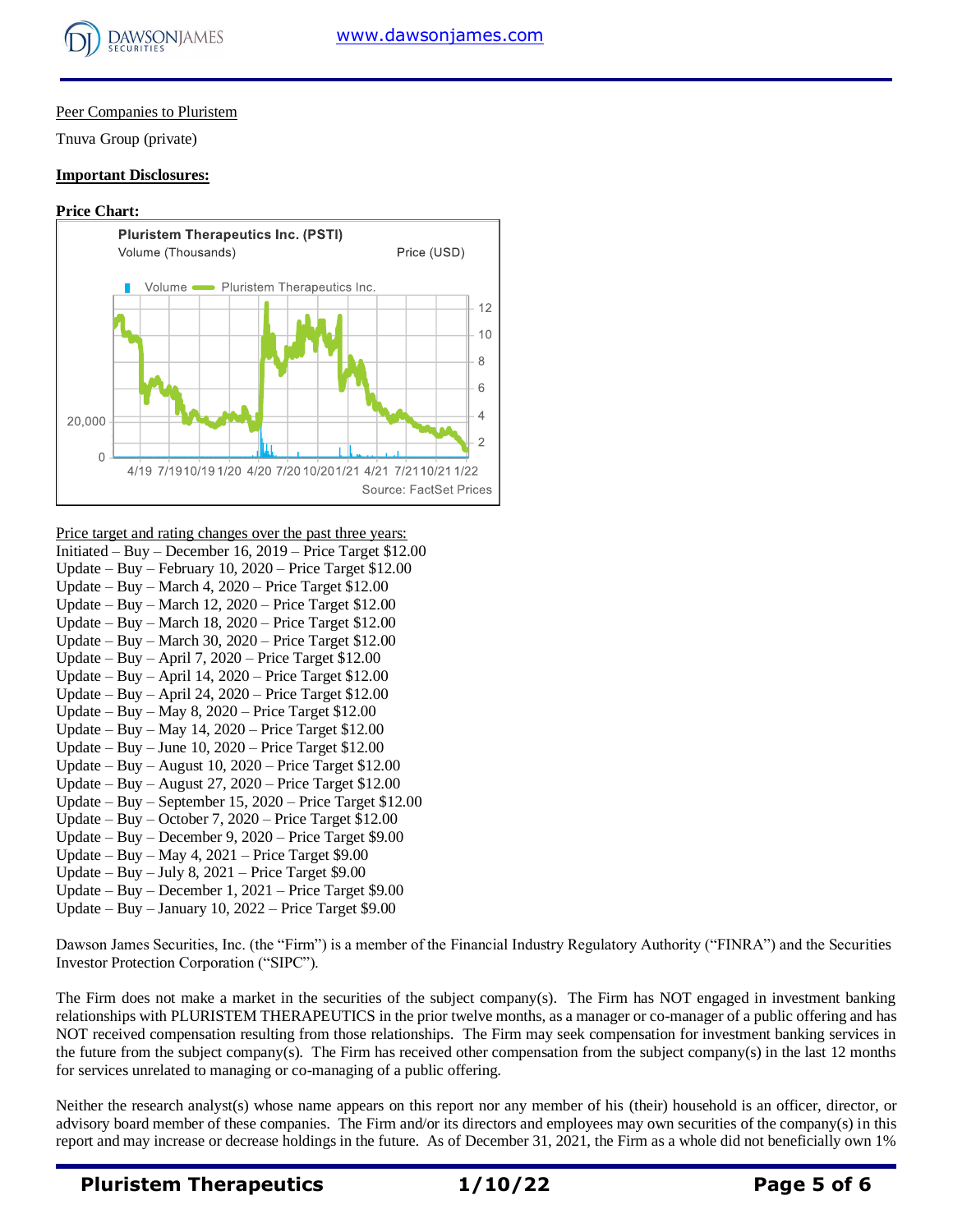Peer Companies to Pluristem

Tnuva Group (private)

**Important Disclosures:**

**Price Chart:**

Price target and rating changes over the past three years:

Initiated – Buy – December 16, 2019 – Price Target $12.00
Update – Buy – February 10, 2020 – Price Target $12.00
Update – Buy – March 4, 2020 – Price Target $12.00
Update – Buy – March 12, 2020 – Price Target $12.00
Update – Buy – March 18, 2020 – Price Target $12.00
Update – Buy – March 30, 2020 – Price Target $12.00
Update – Buy – April 7, 2020 – Price Target $12.00
Update – Buy – April 14, 2020 – Price Target $12.00
Update – Buy – April 24, 2020 – Price Target $12.00
Update – Buy – May 8, 2020 – Price Target $12.00
Update – Buy – May 14, 2020 – Price Target $12.00
Update – Buy – June 10, 2020 – Price Target $12.00
Update – Buy – August 10, 2020 – Price Target $12.00
Update – Buy – August 27, 2020 – Price Target $12.00
Update – Buy – September 15, 2020 – Price Target $12.00
Update – Buy – October 7, 2020 – Price Target $12.00
Update – Buy – December 9, 2020 – Price Target $9.00
Update – Buy – May 4, 2021 – Price Target $9.00
Update – Buy – July 8, 2021 – Price Target $9.00
Update – Buy – December 1, 2021 – Price Target $9.00
Update – Buy – January 10, 2022 – Price Target $9.00

Dawson James Securities, Inc. (the "Firm") is a member of the Financial Industry Regulatory Authority ("FINRA") and the Securities Investor Protection Corporation ("SIPC").

The Firm does not make a market in the securities of the subject company(s). The Firm has NOT engaged in investment banking relationships with PLURISTEM THERAPEUTICS in the prior twelve months, as a manager or co-manager of a public offering and has NOT received compensation resulting from those relationships. The Firm may seek compensation for investment banking services in the future from the subject company(s). The Firm has received other compensation from the subject company(s) in the last 12 months for services unrelated to managing or co-managing of a public offering.

Neither the research analyst(s) whose name appears on this report nor any member of his (their) household is an officer, director, or advisory board member of these companies. The Firm and/or its directors and employees may own securities of the company(s) in this report and may increase or decrease holdings in the future. As of December 31, 2021, the Firm as a whole did not beneficially own 1%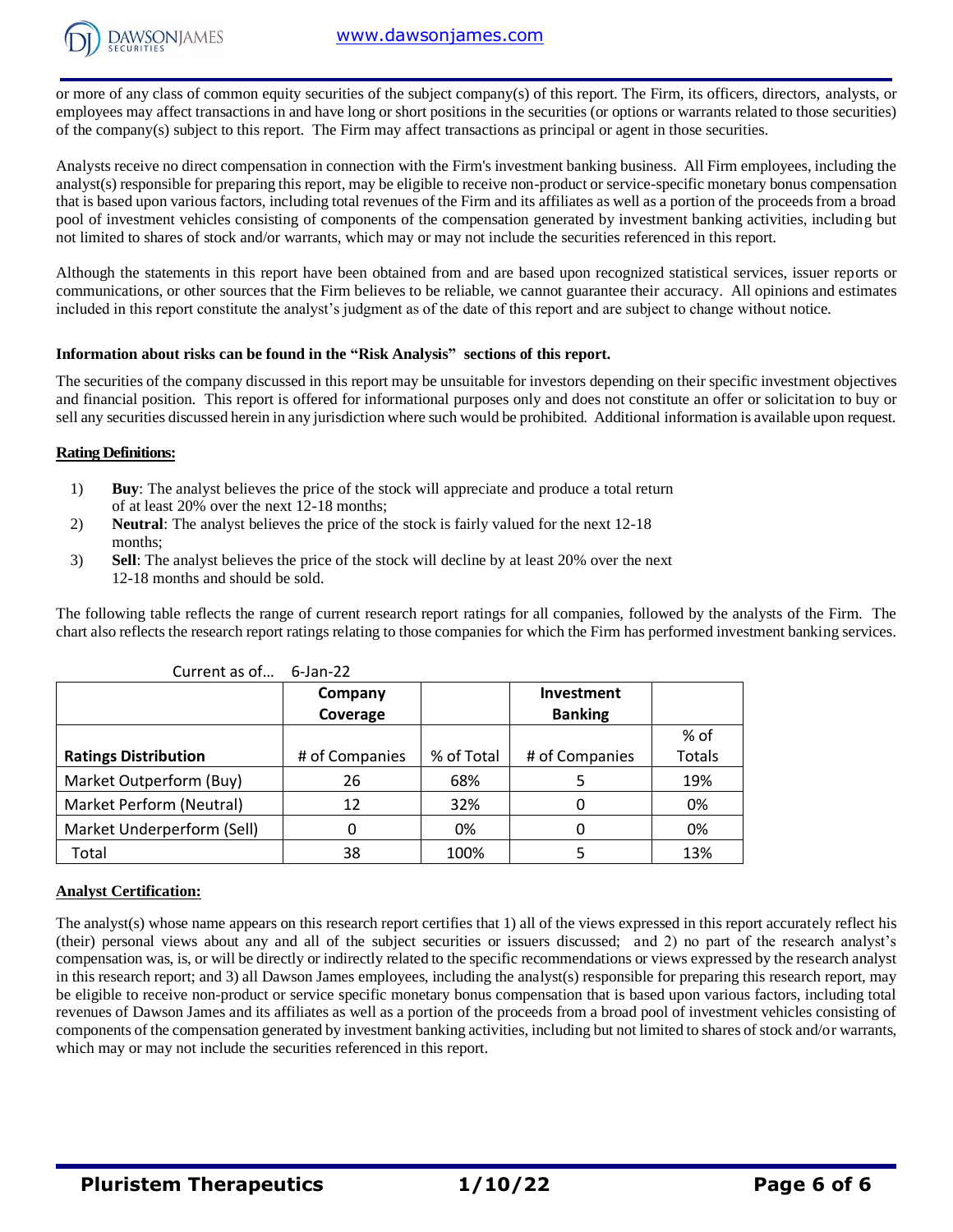or more of any class of common equity securities of the subject company(s) of this report. The Firm, its officers, directors, analysts, or employees may affect transactions in and have long or short positions in the securities (or options or warrants related to those securities) of the company(s) subject to this report. The Firm may affect transactions as principal or agent in those securities.

Analysts receive no direct compensation in connection with the Firm's investment banking business. All Firm employees, including the analyst(s) responsible for preparing this report, may be eligible to receive non-product or service-specific monetary bonus compensation that is based upon various factors, including total revenues of the Firm and its affiliates as well as a portion of the proceeds from a broad pool of investment vehicles consisting of components of the compensation generated by investment banking activities, including but not limited to shares of stock and/or warrants, which may or may not include the securities referenced in this report.

Although the statements in this report have been obtained from and are based upon recognized statistical services, issuer reports or communications, or other sources that the Firm believes to be reliable, we cannot guarantee their accuracy. All opinions and estimates included in this report constitute the analyst's judgment as of the date of this report and are subject to change without notice.

**Information about risks can be found in the "Risk Analysis" sections of this report.**

The securities of the company discussed in this report may be unsuitable for investors depending on their specific investment objectives and financial position. This report is offered for informational purposes only and does not constitute an offer or solicitation to buy or sell any securities discussed herein in any jurisdiction where such would be prohibited. Additional information is available upon request.

**Rating Definitions:**

1) **Buy**: The analyst believes the price of the stock will appreciate and produce a total return of at least 20% over the next 12-18 months;
2) **Neutral**: The analyst believes the price of the stock is fairly valued for the next 12-18 months;
3) **Sell**: The analyst believes the price of the stock will decline by at least 20% over the next 12-18 months and should be sold.

The following table reflects the range of current research report ratings for all companies, followed by the analysts of the Firm. The chart also reflects the research report ratings relating to those companies for which the Firm has performed investment banking services.

Current as of... 6-Jan-22

| | Company Coverage | | Investment Banking | |
|---|---|---|---|---|
| **Ratings Distribution** | # of Companies | % of Total | # of Companies | % of Totals |
| Market Outperform (Buy) | 26 | 68% | 5 | 19% |
| Market Perform (Neutral) | 12 | 32% | 0 | 0% |
| Market Underperform (Sell) | 0 | 0% | 0 | 0% |
| Total | 38 | 100% | 5 | 13% |

**Analyst Certification:**

The analyst(s) whose name appears on this research report certifies that 1) all of the views expressed in this report accurately reflect his (their) personal views about any and all of the subject securities or issuers discussed; and 2) no part of the research analyst's compensation was, is, or will be directly or indirectly related to the specific recommendations or views expressed by the research analyst in this research report; and 3) all Dawson James employees, including the analyst(s) responsible for preparing this research report, may be eligible to receive non-product or service specific monetary bonus compensation that is based upon various factors, including total revenues of Dawson James and its affiliates as well as a portion of the proceeds from a broad pool of investment vehicles consisting of components of the compensation generated by investment banking activities, including but not limited to shares of stock and/or warrants, which may or may not include the securities referenced in this report.